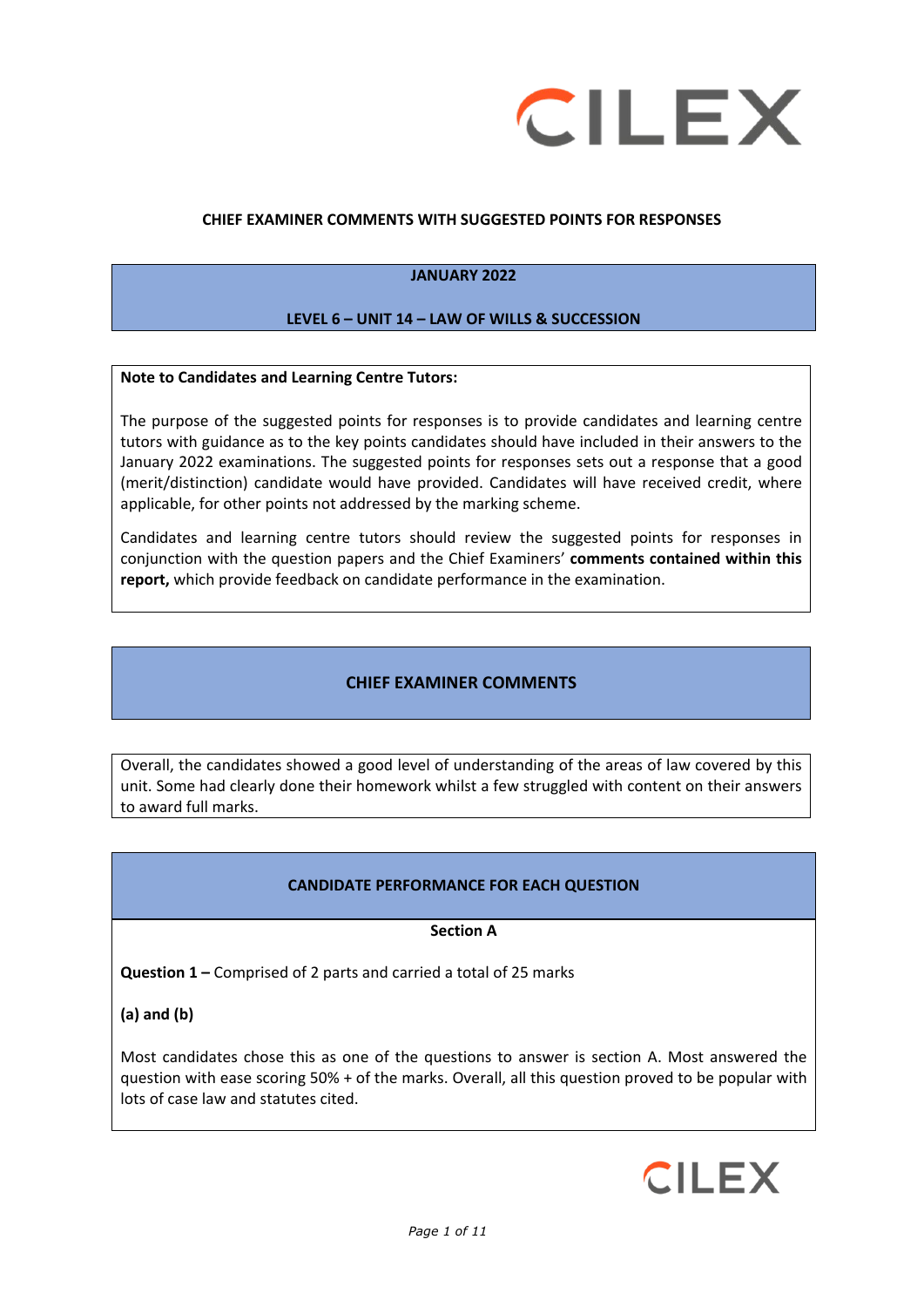**CHIEF EXAMINER COMMENTS WITH SUGGESTED POINTS FOR RESPONSES**

## JANUARY 2022

## LEVEL 6 – UNIT 14 – LAW OF WILLS & SUCCESSION

**Note to Candidates and Learning Centre Tutors:**

The purpose of the suggested points for responses is to provide candidates and learning centre tutors with guidance as to the key points candidates should have included in their answers to the January 2022 examinations. The suggested points for responses sets out a response that a good (merit/distinction) candidate would have provided. Candidates will have received credit, where applicable, for other points not addressed by the marking scheme.

Candidates and learning centre tutors should review the suggested points for responses in conjunction with the question papers and the Chief Examiners' **comments contained within this report,** which provide feedback on candidate performance in the examination.

## CHIEF EXAMINER COMMENTS

Overall, the candidates showed a good level of understanding of the areas of law covered by this unit. Some had clearly done their homework whilst a few struggled with content on their answers to award full marks.

## CANDIDATE PERFORMANCE FOR EACH QUESTION

### Section A

**Question 1 –** Comprised of 2 parts and carried a total of 25 marks

**(a) and (b)**

Most candidates chose this as one of the questions to answer is section A. Most answered the question with ease scoring 50% + of the marks. Overall, all this question proved to be popular with lots of case law and statutes cited.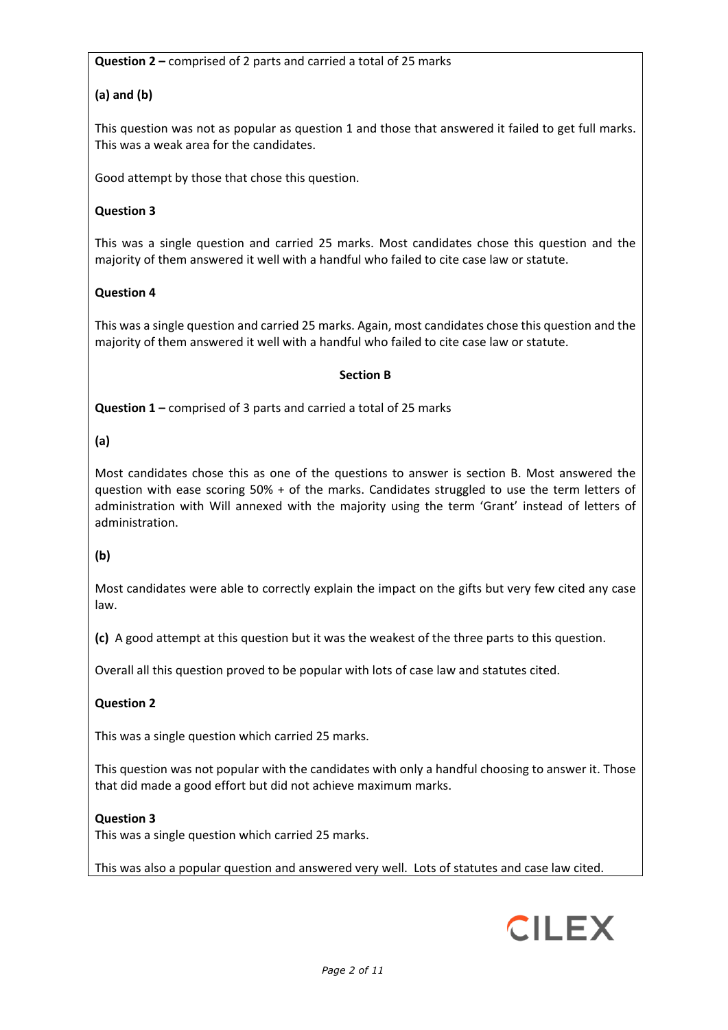**Question 2 –** comprised of 2 parts and carried a total of 25 marks

**(a) and (b)**

This question was not as popular as question 1 and those that answered it failed to get full marks. This was a weak area for the candidates.

Good attempt by those that chose this question.

**Question 3**

This was a single question and carried 25 marks. Most candidates chose this question and the majority of them answered it well with a handful who failed to cite case law or statute.

**Question 4**

This was a single question and carried 25 marks. Again, most candidates chose this question and the majority of them answered it well with a handful who failed to cite case law or statute.

**Section B**

**Question 1 –** comprised of 3 parts and carried a total of 25 marks

**(a)**

Most candidates chose this as one of the questions to answer is section B. Most answered the question with ease scoring 50% + of the marks. Candidates struggled to use the term letters of administration with Will annexed with the majority using the term 'Grant' instead of letters of administration.

**(b)**

Most candidates were able to correctly explain the impact on the gifts but very few cited any case law.

**(c)** A good attempt at this question but it was the weakest of the three parts to this question.

Overall all this question proved to be popular with lots of case law and statutes cited.

**Question 2**

This was a single question which carried 25 marks.

This question was not popular with the candidates with only a handful choosing to answer it. Those that did made a good effort but did not achieve maximum marks.

**Question 3**

This was a single question which carried 25 marks.

This was also a popular question and answered very well. Lots of statutes and case law cited.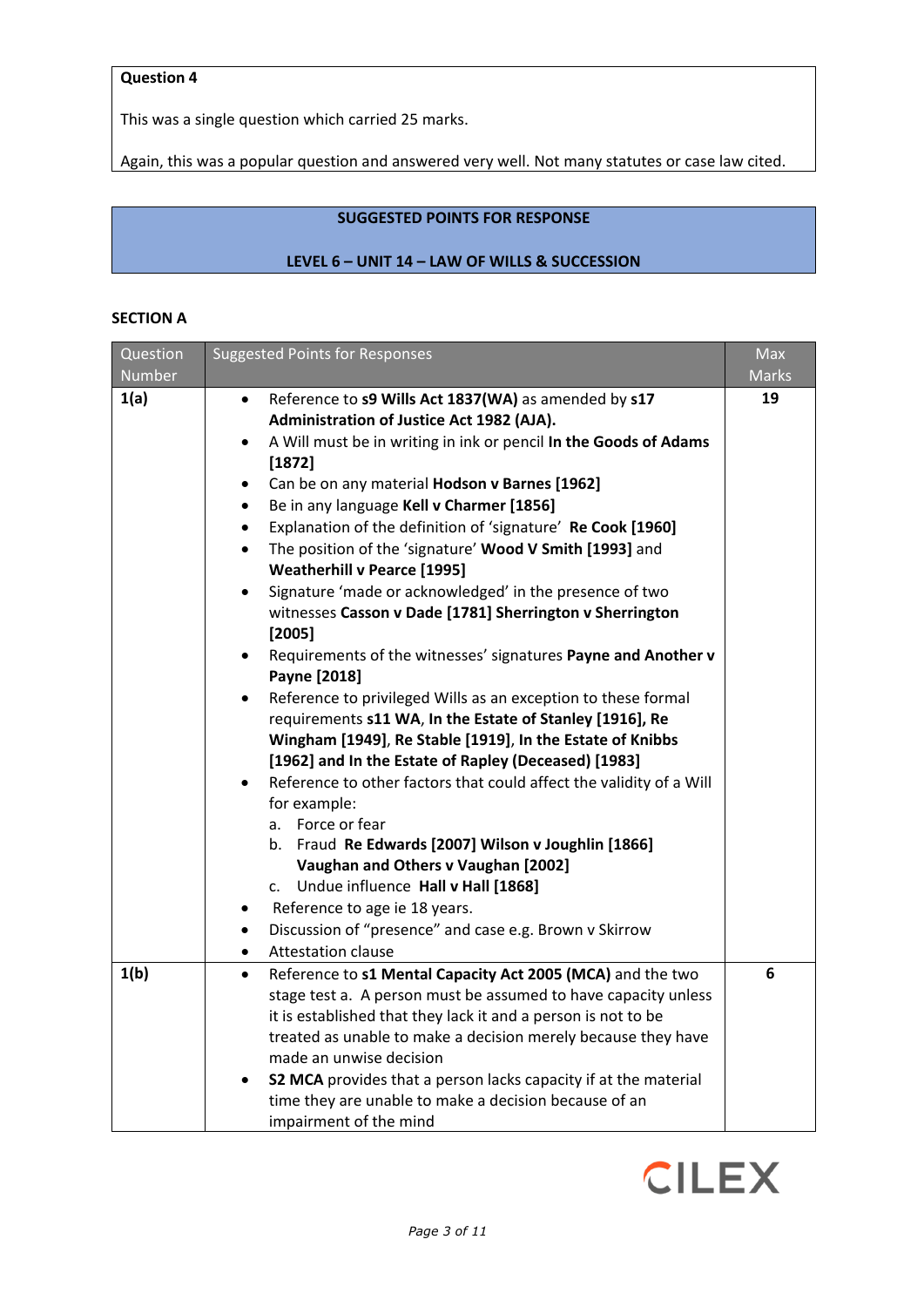**Question 4**

This was a single question which carried 25 marks.

Again, this was a popular question and answered very well. Not many statutes or case law cited.

## SUGGESTED POINTS FOR RESPONSE

## LEVEL 6 – UNIT 14 – LAW OF WILLS & SUCCESSION

### SECTION A

| Question Number | Suggested Points for Responses | Max Marks |
|---|---|---|
| **1(a)** | • Reference to **s9 Wills Act 1837(WA)** as amended by **s17 Administration of Justice Act 1982 (AJA).**<br>• A Will must be in writing in ink or pencil **In the Goods of Adams [1872]**<br>• Can be on any material **Hodson v Barnes [1962]**<br>• Be in any language **Kell v Charmer [1856]**<br>• Explanation of the definition of 'signature' **Re Cook [1960]**<br>• The position of the 'signature' **Wood V Smith [1993]** and **Weatherhill v Pearce [1995]**<br>• Signature 'made or acknowledged' in the presence of two witnesses **Casson v Dade [1781] Sherrington v Sherrington [2005]**<br>• Requirements of the witnesses' signatures **Payne and Another v Payne [2018]**<br>• Reference to privileged Wills as an exception to these formal requirements **s11 WA**, **In the Estate of Stanley [1916], Re Wingham [1949]**, **Re Stable [1919]**, **In the Estate of Knibbs [1962] and In the Estate of Rapley (Deceased) [1983]**<br>• Reference to other factors that could affect the validity of a Will for example:<br>a. Force or fear<br>b. Fraud **Re Edwards [2007] Wilson v Joughlin [1866] Vaughan and Others v Vaughan [2002]**<br>c. Undue influence **Hall v Hall [1868]**<br>• Reference to age ie 18 years.<br>• Discussion of "presence" and case e.g. Brown v Skirrow<br>• Attestation clause | **19** |
| **1(b)** | • Reference to **s1 Mental Capacity Act 2005 (MCA)** and the two stage test a. A person must be assumed to have capacity unless it is established that they lack it and a person is not to be treated as unable to make a decision merely because they have made an unwise decision<br>• **S2 MCA** provides that a person lacks capacity if at the material time they are unable to make a decision because of an impairment of the mind | **6** |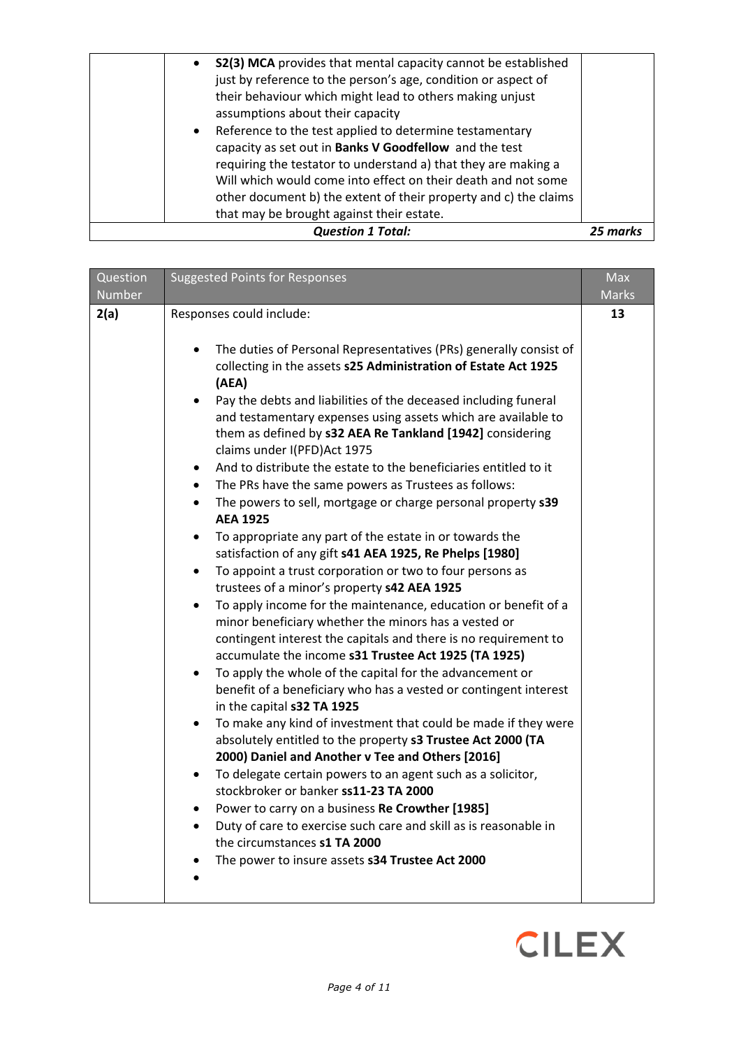| | | |
|---|---|---|
| | • **S2(3) MCA** provides that mental capacity cannot be established just by reference to the person's age, condition or aspect of their behaviour which might lead to others making unjust assumptions about their capacity<br>• Reference to the test applied to determine testamentary capacity as set out in **Banks V Goodfellow** and the test requiring the testator to understand a) that they are making a Will which would come into effect on their death and not some other document b) the extent of their property and c) the claims that may be brought against their estate. | |
| | ***Question 1 Total:*** | ***25 marks*** |

| Question Number | Suggested Points for Responses | Max Marks |
|---|---|---|
| **2(a)** | Responses could include:<br><br>• The duties of Personal Representatives (PRs) generally consist of collecting in the assets **s25 Administration of Estate Act 1925 (AEA)**<br>• Pay the debts and liabilities of the deceased including funeral and testamentary expenses using assets which are available to them as defined by **s32 AEA Re Tankland [1942]** considering claims under I(PFD)Act 1975<br>• And to distribute the estate to the beneficiaries entitled to it<br>• The PRs have the same powers as Trustees as follows:<br>• The powers to sell, mortgage or charge personal property **s39 AEA 1925**<br>• To appropriate any part of the estate in or towards the satisfaction of any gift **s41 AEA 1925, Re Phelps [1980]**<br>• To appoint a trust corporation or two to four persons as trustees of a minor's property **s42 AEA 1925**<br>• To apply income for the maintenance, education or benefit of a minor beneficiary whether the minors has a vested or contingent interest the capitals and there is no requirement to accumulate the income **s31 Trustee Act 1925 (TA 1925)**<br>• To apply the whole of the capital for the advancement or benefit of a beneficiary who has a vested or contingent interest in the capital **s32 TA 1925**<br>• To make any kind of investment that could be made if they were absolutely entitled to the property **s3 Trustee Act 2000 (TA 2000) Daniel and Another v Tee and Others [2016]**<br>• To delegate certain powers to an agent such as a solicitor, stockbroker or banker **ss11-23 TA 2000**<br>• Power to carry on a business **Re Crowther [1985]**<br>• Duty of care to exercise such care and skill as is reasonable in the circumstances **s1 TA 2000**<br>• The power to insure assets **s34 Trustee Act 2000**<br>• | **13** |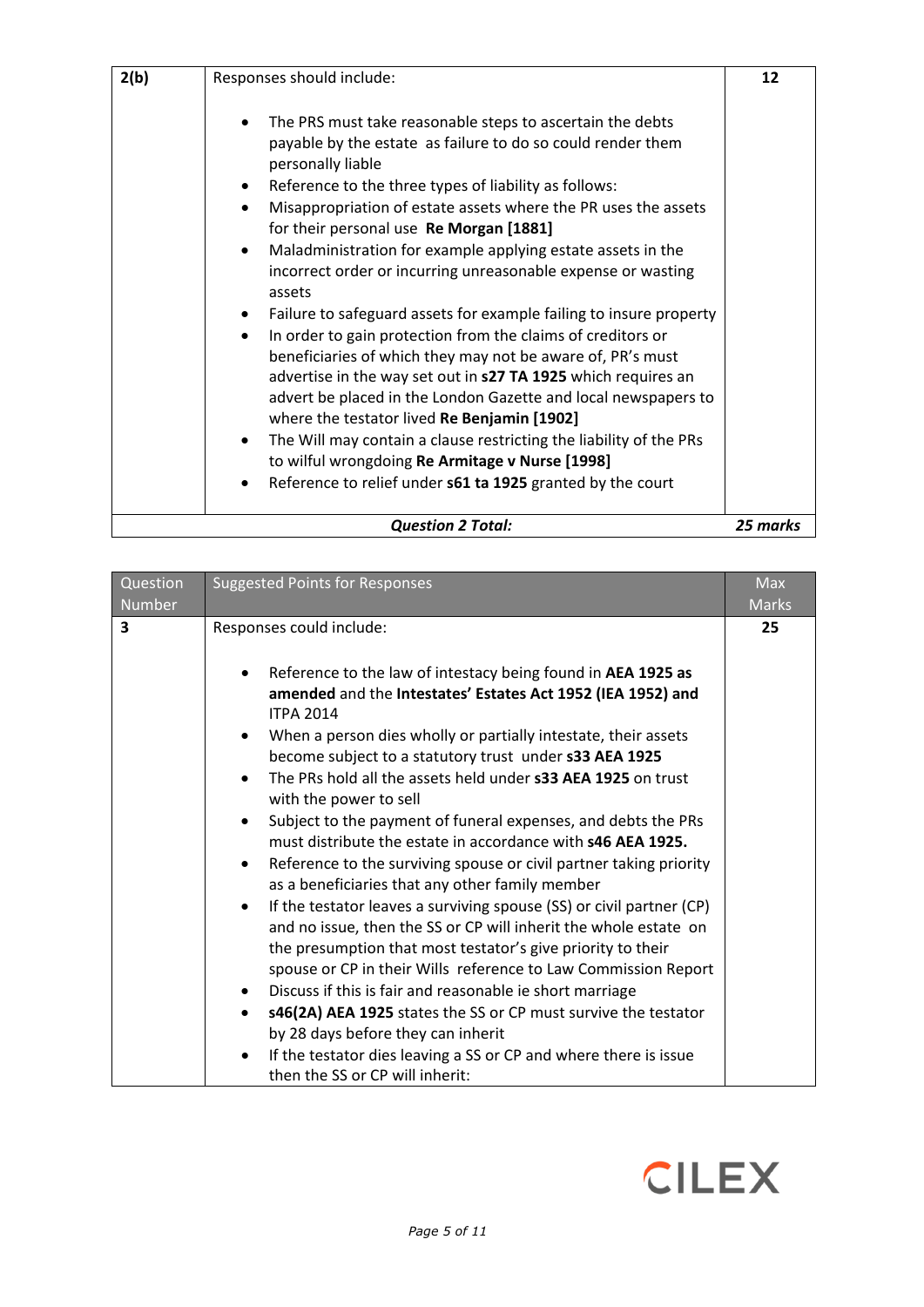| | | |
|---|---|---|
| **2(b)** | Responses should include:<br><br>• The PRS must take reasonable steps to ascertain the debts payable by the estate as failure to do so could render them personally liable<br>• Reference to the three types of liability as follows:<br>• Misappropriation of estate assets where the PR uses the assets for their personal use **Re Morgan [1881]**<br>• Maladministration for example applying estate assets in the incorrect order or incurring unreasonable expense or wasting assets<br>• Failure to safeguard assets for example failing to insure property<br>• In order to gain protection from the claims of creditors or beneficiaries of which they may not be aware of, PR's must advertise in the way set out in **s27 TA 1925** which requires an advert be placed in the London Gazette and local newspapers to where the testator lived **Re Benjamin [1902]**<br>• The Will may contain a clause restricting the liability of the PRs to wilful wrongdoing **Re Armitage v Nurse [1998]**<br>• Reference to relief under **s61 ta 1925** granted by the court | **12** |
| | ***Question 2 Total:*** | ***25 marks*** |

| Question Number | Suggested Points for Responses | Max Marks |
|---|---|---|
| **3** | Responses could include:<br><br>• Reference to the law of intestacy being found in **AEA 1925 as amended** and the **Intestates' Estates Act 1952 (IEA 1952) and** ITPA 2014<br>• When a person dies wholly or partially intestate, their assets become subject to a statutory trust under **s33 AEA 1925**<br>• The PRs hold all the assets held under **s33 AEA 1925** on trust with the power to sell<br>• Subject to the payment of funeral expenses, and debts the PRs must distribute the estate in accordance with **s46 AEA 1925.**<br>• Reference to the surviving spouse or civil partner taking priority as a beneficiaries that any other family member<br>• If the testator leaves a surviving spouse (SS) or civil partner (CP) and no issue, then the SS or CP will inherit the whole estate on the presumption that most testator's give priority to their spouse or CP in their Wills reference to Law Commission Report<br>• Discuss if this is fair and reasonable ie short marriage<br>• **s46(2A) AEA 1925** states the SS or CP must survive the testator by 28 days before they can inherit<br>• If the testator dies leaving a SS or CP and where there is issue then the SS or CP will inherit: | **25** |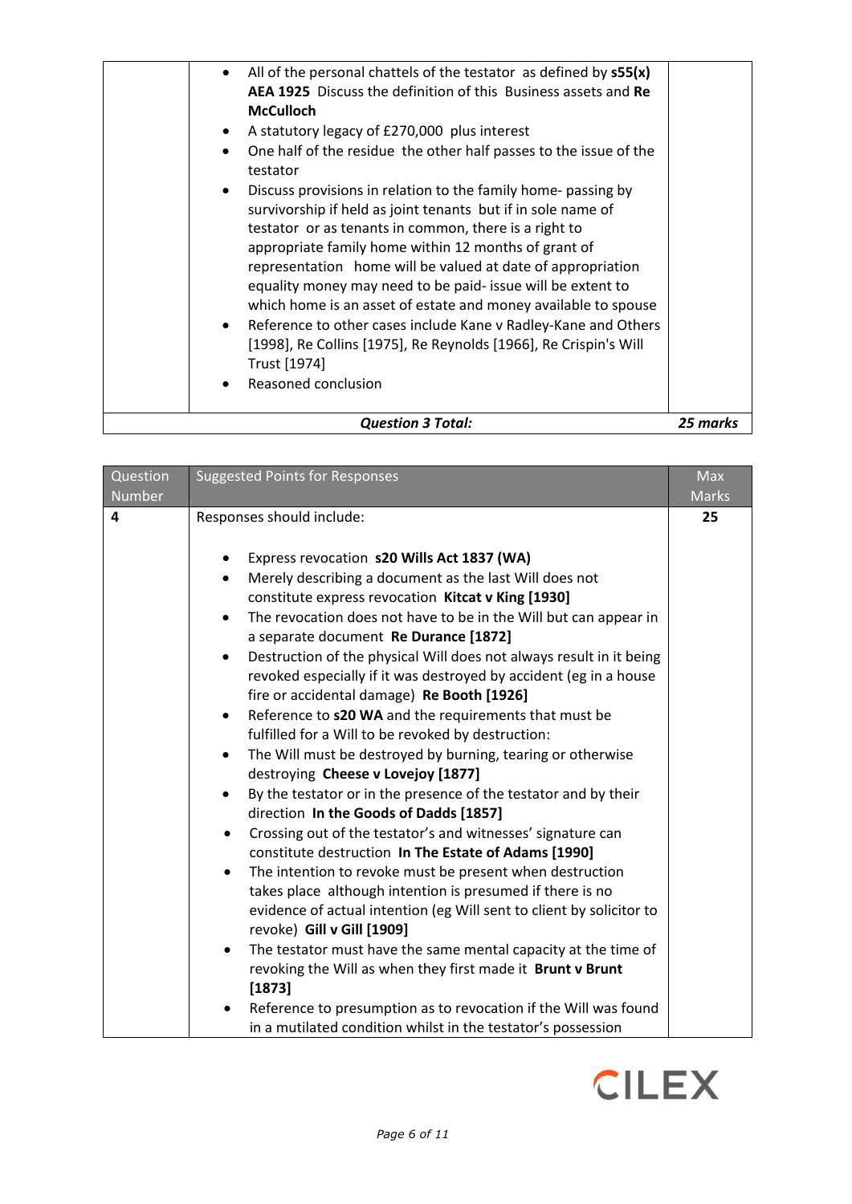| | | |
|---|---|---|
| | • All of the personal chattels of the testator as defined by **s55(x) AEA 1925** Discuss the definition of this Business assets and **Re McCulloch**<br>• A statutory legacy of £270,000 plus interest<br>• One half of the residue the other half passes to the issue of the testator<br>• Discuss provisions in relation to the family home- passing by survivorship if held as joint tenants but if in sole name of testator or as tenants in common, there is a right to appropriate family home within 12 months of grant of representation home will be valued at date of appropriation equality money may need to be paid- issue will be extent to which home is an asset of estate and money available to spouse<br>• Reference to other cases include Kane v Radley-Kane and Others [1998], Re Collins [1975], Re Reynolds [1966], Re Crispin's Will Trust [1974]<br>• Reasoned conclusion | |
| | ***Question 3 Total:*** | ***25 marks*** |

| Question Number | Suggested Points for Responses | Max Marks |
|---|---|---|
| **4** | Responses should include:<br><br>• Express revocation **s20 Wills Act 1837 (WA)**<br>• Merely describing a document as the last Will does not constitute express revocation **Kitcat v King [1930]**<br>• The revocation does not have to be in the Will but can appear in a separate document **Re Durance [1872]**<br>• Destruction of the physical Will does not always result in it being revoked especially if it was destroyed by accident (eg in a house fire or accidental damage) **Re Booth [1926]**<br>• Reference to **s20 WA** and the requirements that must be fulfilled for a Will to be revoked by destruction:<br>• The Will must be destroyed by burning, tearing or otherwise destroying **Cheese v Lovejoy [1877]**<br>• By the testator or in the presence of the testator and by their direction **In the Goods of Dadds [1857]**<br>• Crossing out of the testator's and witnesses' signature can constitute destruction **In The Estate of Adams [1990]**<br>• The intention to revoke must be present when destruction takes place although intention is presumed if there is no evidence of actual intention (eg Will sent to client by solicitor to revoke) **Gill v Gill [1909]**<br>• The testator must have the same mental capacity at the time of revoking the Will as when they first made it **Brunt v Brunt [1873]**<br>• Reference to presumption as to revocation if the Will was found in a mutilated condition whilst in the testator's possession | **25** |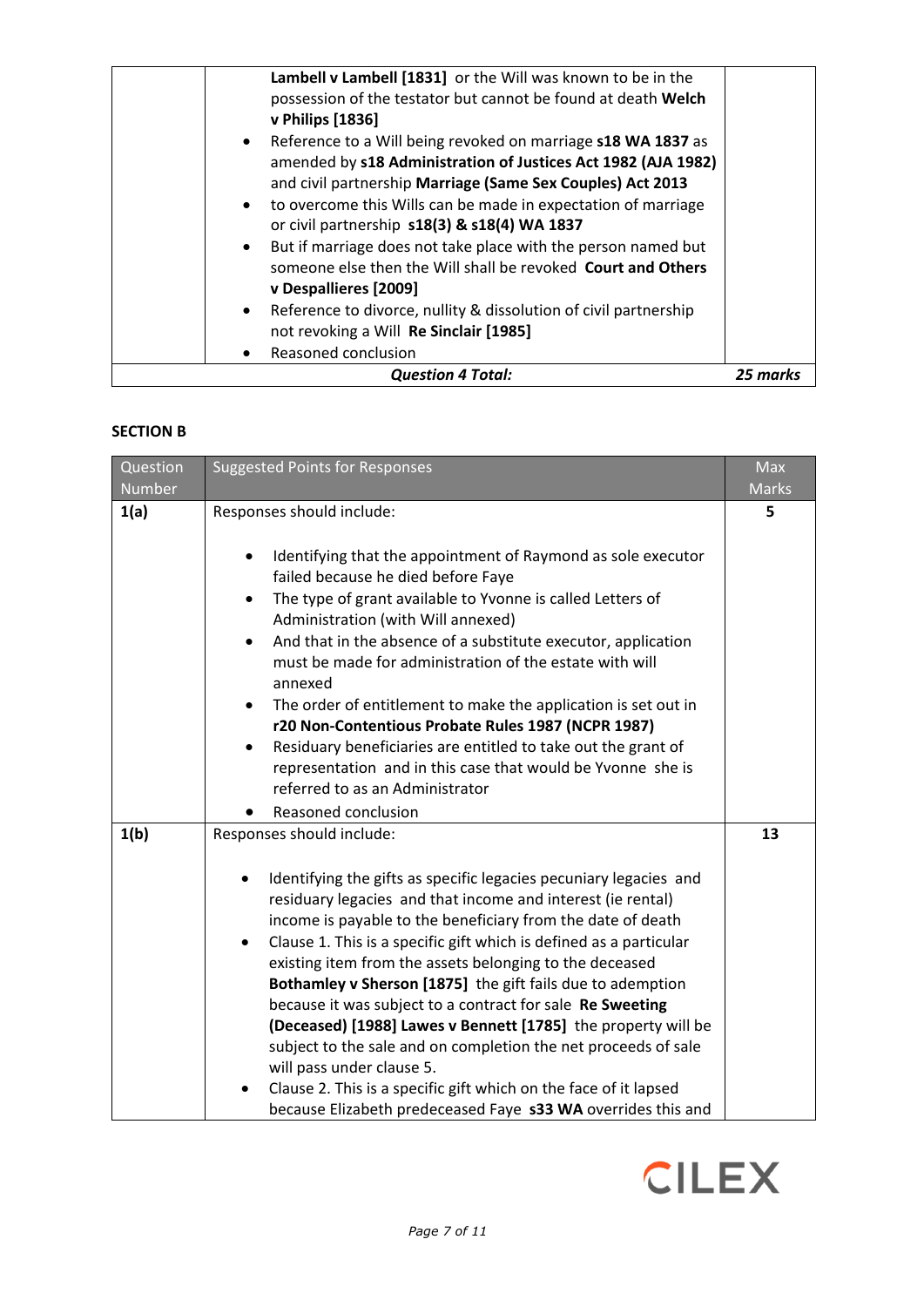| | | |
|---|---|---|
| | **Lambell v Lambell [1831]** or the Will was known to be in the possession of the testator but cannot be found at death **Welch v Philips [1836]**<br>• Reference to a Will being revoked on marriage **s18 WA 1837** as amended by **s18 Administration of Justices Act 1982 (AJA 1982)** and civil partnership **Marriage (Same Sex Couples) Act 2013**<br>• to overcome this Wills can be made in expectation of marriage or civil partnership **s18(3) & s18(4) WA 1837**<br>• But if marriage does not take place with the person named but someone else then the Will shall be revoked **Court and Others v Despallieres [2009]**<br>• Reference to divorce, nullity & dissolution of civil partnership not revoking a Will **Re Sinclair [1985]**<br>• Reasoned conclusion | |
| | ***Question 4 Total:*** | ***25 marks*** |

## SECTION B

| Question Number | Suggested Points for Responses | Max Marks |
|---|---|---|
| **1(a)** | Responses should include:<br><br>• Identifying that the appointment of Raymond as sole executor failed because he died before Faye<br>• The type of grant available to Yvonne is called Letters of Administration (with Will annexed)<br>• And that in the absence of a substitute executor, application must be made for administration of the estate with will annexed<br>• The order of entitlement to make the application is set out in **r20 Non-Contentious Probate Rules 1987 (NCPR 1987)**<br>• Residuary beneficiaries are entitled to take out the grant of representation and in this case that would be Yvonne she is referred to as an Administrator<br>• Reasoned conclusion | **5** |
| **1(b)** | Responses should include:<br><br>• Identifying the gifts as specific legacies pecuniary legacies and residuary legacies and that income and interest (ie rental) income is payable to the beneficiary from the date of death<br>• Clause 1. This is a specific gift which is defined as a particular existing item from the assets belonging to the deceased **Bothamley v Sherson [1875]** the gift fails due to ademption because it was subject to a contract for sale **Re Sweeting (Deceased) [1988] Lawes v Bennett [1785]** the property will be subject to the sale and on completion the net proceeds of sale will pass under clause 5.<br>• Clause 2. This is a specific gift which on the face of it lapsed because Elizabeth predeceased Faye **s33 WA** overrides this and | **13** |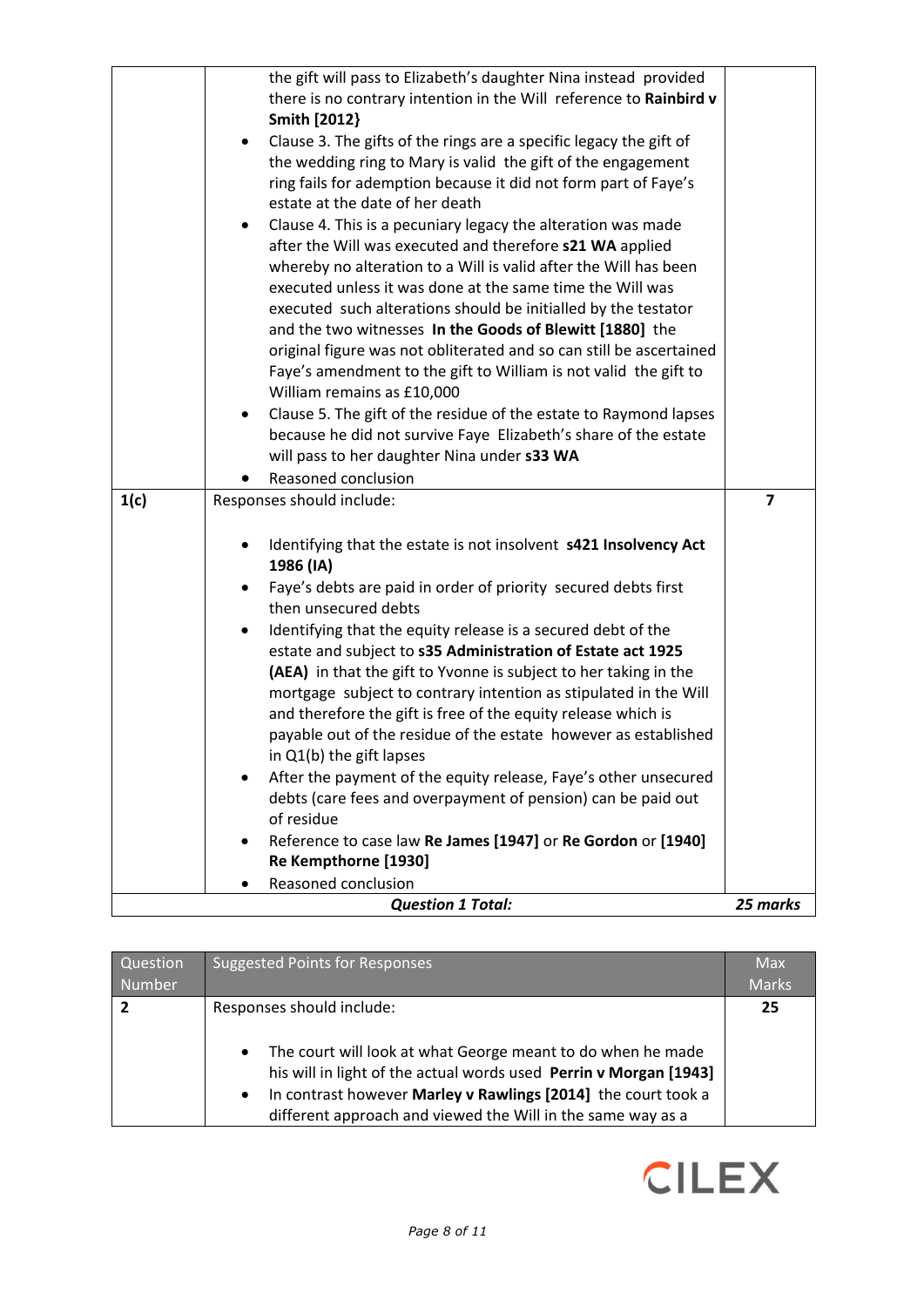| | | |
|---|---|---|
| | the gift will pass to Elizabeth's daughter Nina instead provided there is no contrary intention in the Will reference to **Rainbird v Smith [2012}**<br>• Clause 3. The gifts of the rings are a specific legacy the gift of the wedding ring to Mary is valid the gift of the engagement ring fails for ademption because it did not form part of Faye's estate at the date of her death<br>• Clause 4. This is a pecuniary legacy the alteration was made after the Will was executed and therefore **s21 WA** applied whereby no alteration to a Will is valid after the Will has been executed unless it was done at the same time the Will was executed such alterations should be initialled by the testator and the two witnesses **In the Goods of Blewitt [1880]** the original figure was not obliterated and so can still be ascertained Faye's amendment to the gift to William is not valid the gift to William remains as £10,000<br>• Clause 5. The gift of the residue of the estate to Raymond lapses because he did not survive Faye Elizabeth's share of the estate will pass to her daughter Nina under **s33 WA**<br>• Reasoned conclusion | |
| **1(c)** | Responses should include:<br><br>• Identifying that the estate is not insolvent **s421 Insolvency Act 1986 (IA)**<br>• Faye's debts are paid in order of priority secured debts first then unsecured debts<br>• Identifying that the equity release is a secured debt of the estate and subject to **s35 Administration of Estate act 1925 (AEA)** in that the gift to Yvonne is subject to her taking in the mortgage subject to contrary intention as stipulated in the Will and therefore the gift is free of the equity release which is payable out of the residue of the estate however as established in Q1(b) the gift lapses<br>• After the payment of the equity release, Faye's other unsecured debts (care fees and overpayment of pension) can be paid out of residue<br>• Reference to case law **Re James [1947]** or **Re Gordon** or **[1940] Re Kempthorne [1930]**<br>• Reasoned conclusion | **7** |
| | ***Question 1 Total:*** | ***25 marks*** |

| Question Number | Suggested Points for Responses | Max Marks |
|---|---|---|
| **2** | Responses should include:<br><br>• The court will look at what George meant to do when he made his will in light of the actual words used **Perrin v Morgan [1943]**<br>• In contrast however **Marley v Rawlings [2014]** the court took a different approach and viewed the Will in the same way as a | **25** |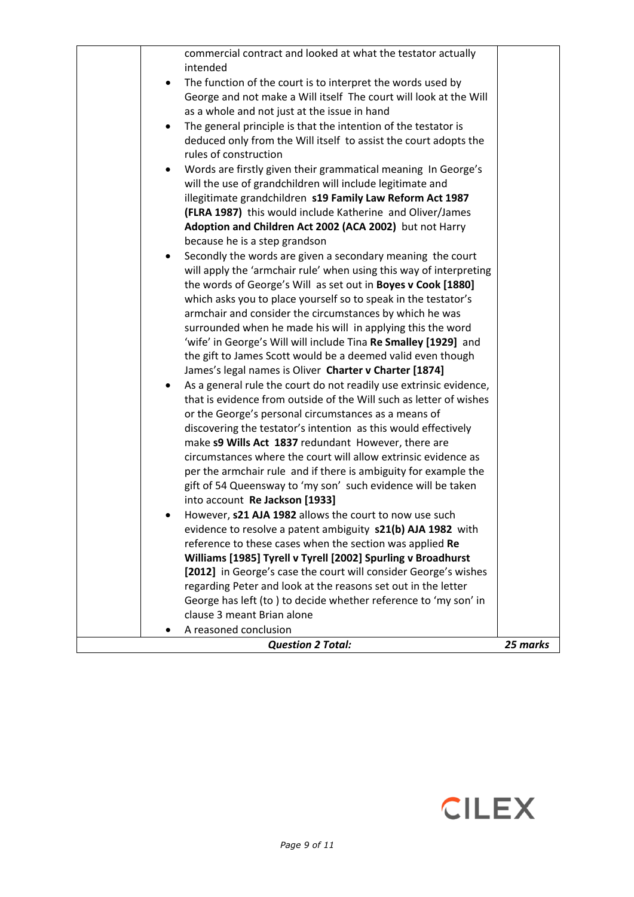| | | |
|---|---|---|
| | commercial contract and looked at what the testator actually intended<br>• The function of the court is to interpret the words used by George and not make a Will itself The court will look at the Will as a whole and not just at the issue in hand<br>• The general principle is that the intention of the testator is deduced only from the Will itself to assist the court adopts the rules of construction<br>• Words are firstly given their grammatical meaning In George's will the use of grandchildren will include legitimate and illegitimate grandchildren **s19 Family Law Reform Act 1987 (FLRA 1987)** this would include Katherine and Oliver/James **Adoption and Children Act 2002 (ACA 2002)** but not Harry because he is a step grandson<br>• Secondly the words are given a secondary meaning the court will apply the 'armchair rule' when using this way of interpreting the words of George's Will as set out in **Boyes v Cook [1880]** which asks you to place yourself so to speak in the testator's armchair and consider the circumstances by which he was surrounded when he made his will in applying this the word 'wife' in George's Will will include Tina **Re Smalley [1929]** and the gift to James Scott would be a deemed valid even though James's legal names is Oliver **Charter v Charter [1874]**<br>• As a general rule the court do not readily use extrinsic evidence, that is evidence from outside of the Will such as letter of wishes or the George's personal circumstances as a means of discovering the testator's intention as this would effectively make **s9 Wills Act 1837** redundant However, there are circumstances where the court will allow extrinsic evidence as per the armchair rule and if there is ambiguity for example the gift of 54 Queensway to 'my son' such evidence will be taken into account **Re Jackson [1933]**<br>• However, **s21 AJA 1982** allows the court to now use such evidence to resolve a patent ambiguity **s21(b) AJA 1982** with reference to these cases when the section was applied **Re Williams [1985] Tyrell v Tyrell [2002] Spurling v Broadhurst [2012]** in George's case the court will consider George's wishes regarding Peter and look at the reasons set out in the letter George has left (to ) to decide whether reference to 'my son' in clause 3 meant Brian alone<br>• A reasoned conclusion | |
| | ***Question 2 Total:*** | ***25 marks*** |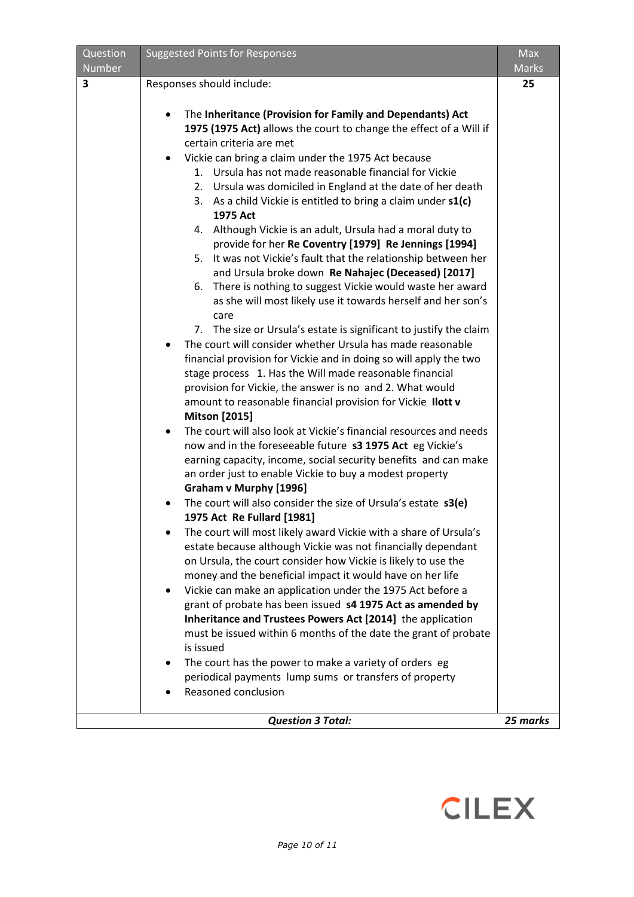| Question Number | Suggested Points for Responses | Max Marks |
| --- | --- | --- |
| **3** | Responses should include:<br><br>• The **Inheritance (Provision for Family and Dependants) Act 1975 (1975 Act)** allows the court to change the effect of a Will if certain criteria are met<br>• Vickie can bring a claim under the 1975 Act because<br>  1. Ursula has not made reasonable financial for Vickie<br>  2. Ursula was domiciled in England at the date of her death<br>  3. As a child Vickie is entitled to bring a claim under **s1(c) 1975 Act**<br>  4. Although Vickie is an adult, Ursula had a moral duty to provide for her **Re Coventry [1979] Re Jennings [1994]**<br>  5. It was not Vickie's fault that the relationship between her and Ursula broke down **Re Nahajec (Deceased) [2017]**<br>  6. There is nothing to suggest Vickie would waste her award as she will most likely use it towards herself and her son's care<br>  7. The size or Ursula's estate is significant to justify the claim<br>• The court will consider whether Ursula has made reasonable financial provision for Vickie and in doing so will apply the two stage process 1. Has the Will made reasonable financial provision for Vickie, the answer is no and 2. What would amount to reasonable financial provision for Vickie **Ilott v Mitson [2015]**<br>• The court will also look at Vickie's financial resources and needs now and in the foreseeable future **s3 1975 Act** eg Vickie's earning capacity, income, social security benefits and can make an order just to enable Vickie to buy a modest property **Graham v Murphy [1996]**<br>• The court will also consider the size of Ursula's estate **s3(e) 1975 Act Re Fullard [1981]**<br>• The court will most likely award Vickie with a share of Ursula's estate because although Vickie was not financially dependant on Ursula, the court consider how Vickie is likely to use the money and the beneficial impact it would have on her life<br>• Vickie can make an application under the 1975 Act before a grant of probate has been issued **s4 1975 Act as amended by Inheritance and Trustees Powers Act [2014]** the application must be issued within 6 months of the date the grant of probate is issued<br>• The court has the power to make a variety of orders eg periodical payments lump sums or transfers of property<br>• Reasoned conclusion | **25** |
| ***Question 3 Total:*** | | ***25 marks*** |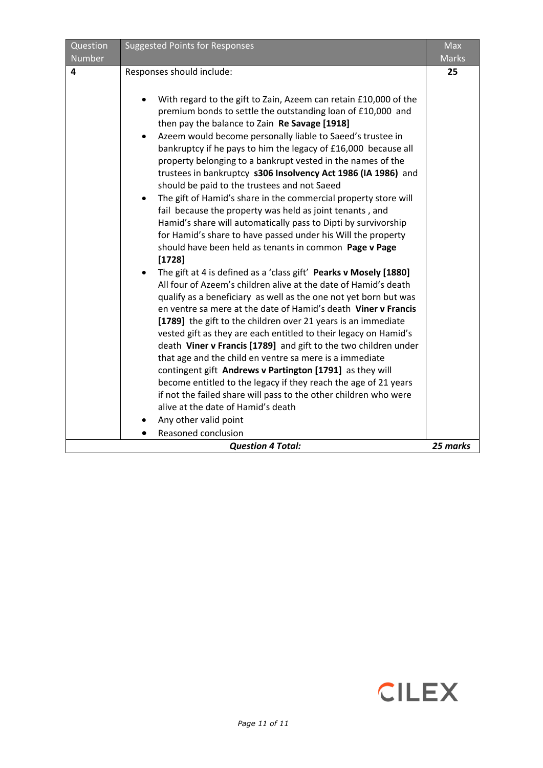| Question Number | Suggested Points for Responses | Max Marks |
|---|---|---|
| 4 | Responses should include:<br><br>• With regard to the gift to Zain, Azeem can retain £10,000 of the premium bonds to settle the outstanding loan of £10,000 and then pay the balance to Zain **Re Savage [1918]**<br>• Azeem would become personally liable to Saeed's trustee in bankruptcy if he pays to him the legacy of £16,000 because all property belonging to a bankrupt vested in the names of the trustees in bankruptcy **s306 Insolvency Act 1986 (IA 1986)** and should be paid to the trustees and not Saeed<br>• The gift of Hamid's share in the commercial property store will fail because the property was held as joint tenants , and Hamid's share will automatically pass to Dipti by survivorship for Hamid's share to have passed under his Will the property should have been held as tenants in common **Page v Page [1728]**<br>• The gift at 4 is defined as a 'class gift' **Pearks v Mosely [1880]** All four of Azeem's children alive at the date of Hamid's death qualify as a beneficiary as well as the one not yet born but was en ventre sa mere at the date of Hamid's death **Viner v Francis [1789]** the gift to the children over 21 years is an immediate vested gift as they are each entitled to their legacy on Hamid's death **Viner v Francis [1789]** and gift to the children under that age and the child en ventre sa mere is a immediate contingent gift **Andrews v Partington [1791]** as they will become entitled to the legacy if they reach the age of 21 years if not the failed share will pass to the other children who were alive at the date of Hamid's death<br>• Any other valid point<br>• Reasoned conclusion | 25 |
| | ***Question 4 Total:*** | ***25 marks*** |